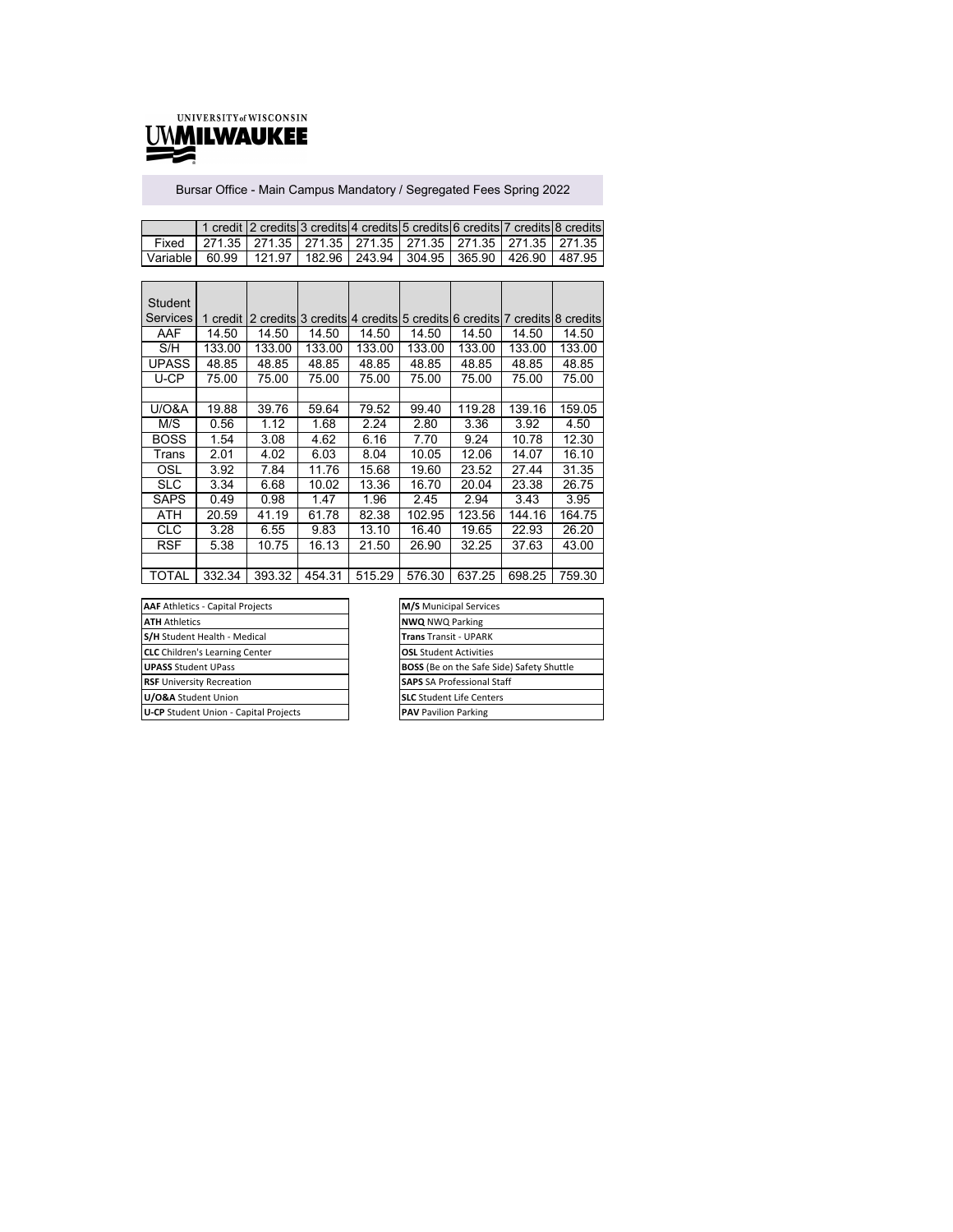UNIVERSITY of WISCONSIN

UWMILWAUKEE

## Bursar Office - Main Campus Mandatory / Segregated Fees Spring 2022

| | 1 credit | 2 credits | 3 credits | 4 credits | 5 credits | 6 credits | 7 credits | 8 credits |
|---|---|---|---|---|---|---|---|---|
| Fixed | 271.35 | 271.35 | 271.35 | 271.35 | 271.35 | 271.35 | 271.35 | 271.35 |
| Variable | 60.99 | 121.97 | 182.96 | 243.94 | 304.95 | 365.90 | 426.90 | 487.95 |

| Student Services | 1 credit | 2 credits | 3 credits | 4 credits | 5 credits | 6 credits | 7 credits | 8 credits |
|---|---|---|---|---|---|---|---|---|
| AAF | 14.50 | 14.50 | 14.50 | 14.50 | 14.50 | 14.50 | 14.50 | 14.50 |
| S/H | 133.00 | 133.00 | 133.00 | 133.00 | 133.00 | 133.00 | 133.00 | 133.00 |
| UPASS | 48.85 | 48.85 | 48.85 | 48.85 | 48.85 | 48.85 | 48.85 | 48.85 |
| U-CP | 75.00 | 75.00 | 75.00 | 75.00 | 75.00 | 75.00 | 75.00 | 75.00 |
| | | | | | | | | |
| U/O&A | 19.88 | 39.76 | 59.64 | 79.52 | 99.40 | 119.28 | 139.16 | 159.05 |
| M/S | 0.56 | 1.12 | 1.68 | 2.24 | 2.80 | 3.36 | 3.92 | 4.50 |
| BOSS | 1.54 | 3.08 | 4.62 | 6.16 | 7.70 | 9.24 | 10.78 | 12.30 |
| Trans | 2.01 | 4.02 | 6.03 | 8.04 | 10.05 | 12.06 | 14.07 | 16.10 |
| OSL | 3.92 | 7.84 | 11.76 | 15.68 | 19.60 | 23.52 | 27.44 | 31.35 |
| SLC | 3.34 | 6.68 | 10.02 | 13.36 | 16.70 | 20.04 | 23.38 | 26.75 |
| SAPS | 0.49 | 0.98 | 1.47 | 1.96 | 2.45 | 2.94 | 3.43 | 3.95 |
| ATH | 20.59 | 41.19 | 61.78 | 82.38 | 102.95 | 123.56 | 144.16 | 164.75 |
| CLC | 3.28 | 6.55 | 9.83 | 13.10 | 16.40 | 19.65 | 22.93 | 26.20 |
| RSF | 5.38 | 10.75 | 16.13 | 21.50 | 26.90 | 32.25 | 37.63 | 43.00 |
| | | | | | | | | |
| TOTAL | 332.34 | 393.32 | 454.31 | 515.29 | 576.30 | 637.25 | 698.25 | 759.30 |

| |
|---|
| **AAF** Athletics - Capital Projects |
| **ATH** Athletics |
| **S/H** Student Health - Medical |
| **CLC** Children's Learning Center |
| **UPASS** Student UPass |
| **RSF** University Recreation |
| **U/O&A** Student Union |
| **U-CP** Student Union - Capital Projects |

| |
|---|
| **M/S** Municipal Services |
| **NWQ** NWQ Parking |
| **Trans** Transit - UPARK |
| **OSL** Student Activities |
| **BOSS** (Be on the Safe Side) Safety Shuttle |
| **SAPS** SA Professional Staff |
| **SLC** Student Life Centers |
| **PAV** Pavilion Parking |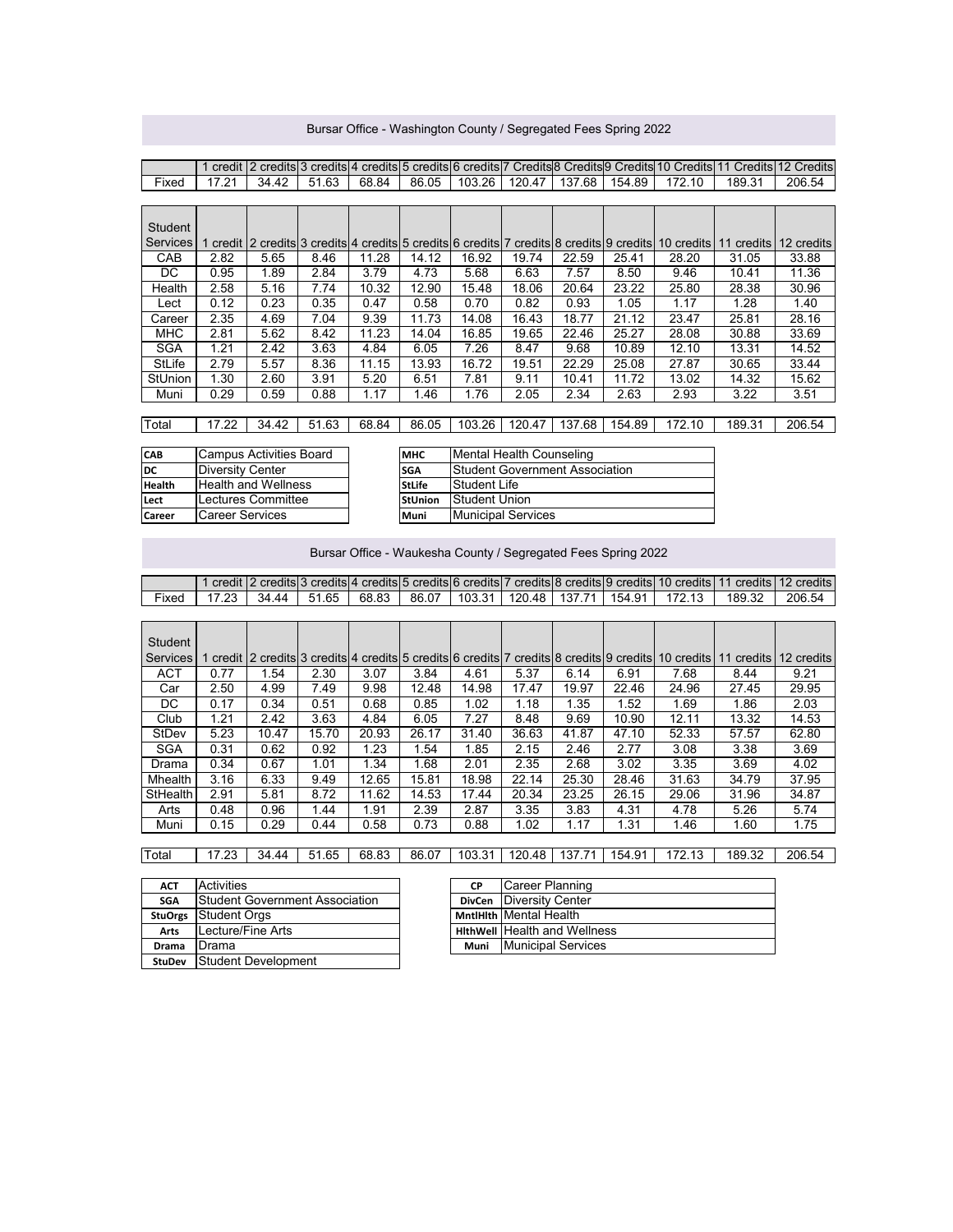## Bursar Office - Washington County / Segregated Fees Spring 2022

| | 1 credit | 2 credits | 3 credits | 4 credits | 5 credits | 6 credits | 7 Credits | 8 Credits | 9 Credits | 10 Credits | 11 Credits | 12 Credits |
|---|---|---|---|---|---|---|---|---|---|---|---|---|
| Fixed | 17.21 | 34.42 | 51.63 | 68.84 | 86.05 | 103.26 | 120.47 | 137.68 | 154.89 | 172.10 | 189.31 | 206.54 |

| Student Services | 1 credit | 2 credits | 3 credits | 4 credits | 5 credits | 6 credits | 7 credits | 8 credits | 9 credits | 10 credits | 11 credits | 12 credits |
|---|---|---|---|---|---|---|---|---|---|---|---|---|
| CAB | 2.82 | 5.65 | 8.46 | 11.28 | 14.12 | 16.92 | 19.74 | 22.59 | 25.41 | 28.20 | 31.05 | 33.88 |
| DC | 0.95 | 1.89 | 2.84 | 3.79 | 4.73 | 5.68 | 6.63 | 7.57 | 8.50 | 9.46 | 10.41 | 11.36 |
| Health | 2.58 | 5.16 | 7.74 | 10.32 | 12.90 | 15.48 | 18.06 | 20.64 | 23.22 | 25.80 | 28.38 | 30.96 |
| Lect | 0.12 | 0.23 | 0.35 | 0.47 | 0.58 | 0.70 | 0.82 | 0.93 | 1.05 | 1.17 | 1.28 | 1.40 |
| Career | 2.35 | 4.69 | 7.04 | 9.39 | 11.73 | 14.08 | 16.43 | 18.77 | 21.12 | 23.47 | 25.81 | 28.16 |
| MHC | 2.81 | 5.62 | 8.42 | 11.23 | 14.04 | 16.85 | 19.65 | 22.46 | 25.27 | 28.08 | 30.88 | 33.69 |
| SGA | 1.21 | 2.42 | 3.63 | 4.84 | 6.05 | 7.26 | 8.47 | 9.68 | 10.89 | 12.10 | 13.31 | 14.52 |
| StLife | 2.79 | 5.57 | 8.36 | 11.15 | 13.93 | 16.72 | 19.51 | 22.29 | 25.08 | 27.87 | 30.65 | 33.44 |
| StUnion | 1.30 | 2.60 | 3.91 | 5.20 | 6.51 | 7.81 | 9.11 | 10.41 | 11.72 | 13.02 | 14.32 | 15.62 |
| Muni | 0.29 | 0.59 | 0.88 | 1.17 | 1.46 | 1.76 | 2.05 | 2.34 | 2.63 | 2.93 | 3.22 | 3.51 |
| Total | 17.22 | 34.42 | 51.63 | 68.84 | 86.05 | 103.26 | 120.47 | 137.68 | 154.89 | 172.10 | 189.31 | 206.54 |

| | |
|---|---|
| **CAB** | Campus Activities Board |
| **DC** | Diversity Center |
| **Health** | Health and Wellness |
| **Lect** | Lectures Committee |
| **Career** | Career Services |

| | |
|---|---|
| **MHC** | Mental Health Counseling |
| **SGA** | Student Government Association |
| **StLife** | Student Life |
| **StUnion** | Student Union |
| **Muni** | Municipal Services |

## Bursar Office - Waukesha County / Segregated Fees Spring 2022

| | 1 credit | 2 credits | 3 credits | 4 credits | 5 credits | 6 credits | 7 credits | 8 credits | 9 credits | 10 credits | 11 credits | 12 credits |
|---|---|---|---|---|---|---|---|---|---|---|---|---|
| Fixed | 17.23 | 34.44 | 51.65 | 68.83 | 86.07 | 103.31 | 120.48 | 137.71 | 154.91 | 172.13 | 189.32 | 206.54 |

| Student Services | 1 credit | 2 credits | 3 credits | 4 credits | 5 credits | 6 credits | 7 credits | 8 credits | 9 credits | 10 credits | 11 credits | 12 credits |
|---|---|---|---|---|---|---|---|---|---|---|---|---|
| ACT | 0.77 | 1.54 | 2.30 | 3.07 | 3.84 | 4.61 | 5.37 | 6.14 | 6.91 | 7.68 | 8.44 | 9.21 |
| Car | 2.50 | 4.99 | 7.49 | 9.98 | 12.48 | 14.98 | 17.47 | 19.97 | 22.46 | 24.96 | 27.45 | 29.95 |
| DC | 0.17 | 0.34 | 0.51 | 0.68 | 0.85 | 1.02 | 1.18 | 1.35 | 1.52 | 1.69 | 1.86 | 2.03 |
| Club | 1.21 | 2.42 | 3.63 | 4.84 | 6.05 | 7.27 | 8.48 | 9.69 | 10.90 | 12.11 | 13.32 | 14.53 |
| StDev | 5.23 | 10.47 | 15.70 | 20.93 | 26.17 | 31.40 | 36.63 | 41.87 | 47.10 | 52.33 | 57.57 | 62.80 |
| SGA | 0.31 | 0.62 | 0.92 | 1.23 | 1.54 | 1.85 | 2.15 | 2.46 | 2.77 | 3.08 | 3.38 | 3.69 |
| Drama | 0.34 | 0.67 | 1.01 | 1.34 | 1.68 | 2.01 | 2.35 | 2.68 | 3.02 | 3.35 | 3.69 | 4.02 |
| Mhealth | 3.16 | 6.33 | 9.49 | 12.65 | 15.81 | 18.98 | 22.14 | 25.30 | 28.46 | 31.63 | 34.79 | 37.95 |
| StHealth | 2.91 | 5.81 | 8.72 | 11.62 | 14.53 | 17.44 | 20.34 | 23.25 | 26.15 | 29.06 | 31.96 | 34.87 |
| Arts | 0.48 | 0.96 | 1.44 | 1.91 | 2.39 | 2.87 | 3.35 | 3.83 | 4.31 | 4.78 | 5.26 | 5.74 |
| Muni | 0.15 | 0.29 | 0.44 | 0.58 | 0.73 | 0.88 | 1.02 | 1.17 | 1.31 | 1.46 | 1.60 | 1.75 |
| Total | 17.23 | 34.44 | 51.65 | 68.83 | 86.07 | 103.31 | 120.48 | 137.71 | 154.91 | 172.13 | 189.32 | 206.54 |

| | |
|---|---|
| **ACT** | Activities |
| **SGA** | Student Government Association |
| **StuOrgs** | Student Orgs |
| **Arts** | Lecture/Fine Arts |
| **Drama** | Drama |
| **StuDev** | Student Development |

| | |
|---|---|
| **CP** | Career Planning |
| **DivCen** | Diversity Center |
| **MntlHlth** | Mental Health |
| **HlthWell** | Health and Wellness |
| **Muni** | Municipal Services |